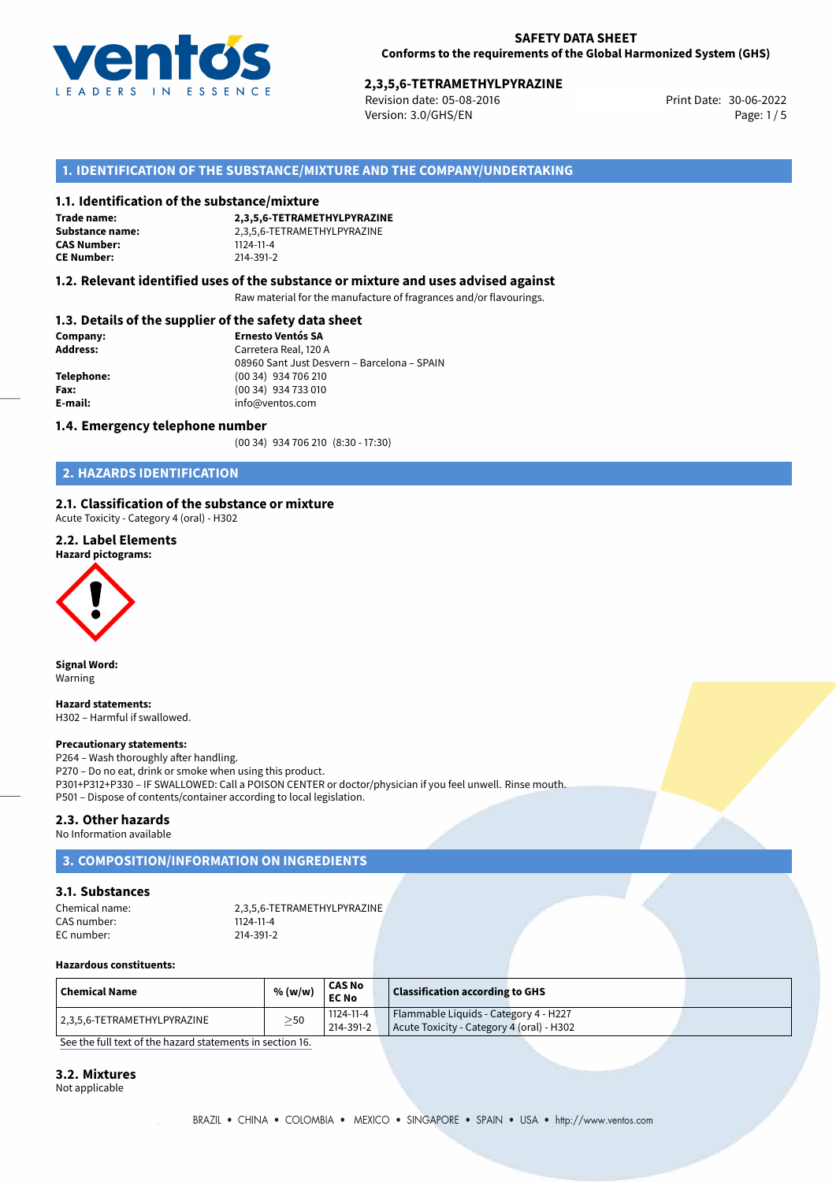**SAFETY DATA SHEET**
**Conforms to the requirements of the Global Harmonized System (GHS)**

**2,3,5,6-TETRAMETHYLPYRAZINE**
Revision date: 05-08-2016
Version: 3.0/GHS/EN
Print Date: 30-06-2022

## 1. IDENTIFICATION OF THE SUBSTANCE/MIXTURE AND THE COMPANY/UNDERTAKING

### 1.1. Identification of the substance/mixture

**Trade name:** **2,3,5,6-TETRAMETHYLPYRAZINE**
**Substance name:** 2,3,5,6-TETRAMETHYLPYRAZINE
**CAS Number:** 1124-11-4
**CE Number:** 214-391-2

### 1.2. Relevant identified uses of the substance or mixture and uses advised against

Raw material for the manufacture of fragrances and/or flavourings.

### 1.3. Details of the supplier of the safety data sheet

**Company:** **Ernesto Ventós SA**
**Address:** Carretera Real, 120 A
08960 Sant Just Desvern – Barcelona – SPAIN
**Telephone:** (00 34) 934 706 210
**Fax:** (00 34) 934 733 010
**E-mail:** info@ventos.com

### 1.4. Emergency telephone number

(00 34) 934 706 210 (8:30 - 17:30)

## 2. HAZARDS IDENTIFICATION

### 2.1. Classification of the substance or mixture

Acute Toxicity - Category 4 (oral) - H302

### 2.2. Label Elements

**Hazard pictograms:**

**Signal Word:**
Warning

**Hazard statements:**
H302 – Harmful if swallowed.

**Precautionary statements:**
P264 – Wash thoroughly after handling.
P270 – Do no eat, drink or smoke when using this product.
P301+P312+P330 – IF SWALLOWED: Call a POISON CENTER or doctor/physician if you feel unwell. Rinse mouth.
P501 – Dispose of contents/container according to local legislation.

### 2.3. Other hazards

No Information available

## 3. COMPOSITION/INFORMATION ON INGREDIENTS

### 3.1. Substances

Chemical name: 2,3,5,6-TETRAMETHYLPYRAZINE
CAS number: 1124-11-4
EC number: 214-391-2

**Hazardous constituents:**

| Chemical Name | % (w/w) | CAS No EC No | Classification according to GHS |
|---|---|---|---|
| 2,3,5,6-TETRAMETHYLPYRAZINE | ≥50 | 1124-11-4 214-391-2 | Flammable Liquids - Category 4 - H227 Acute Toxicity - Category 4 (oral) - H302 |

See the full text of the hazard statements in section 16.

### 3.2. Mixtures

Not applicable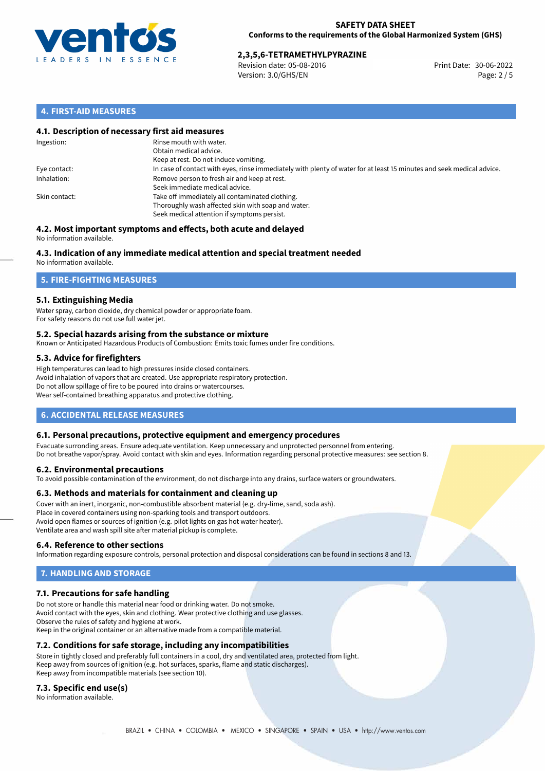## 4. FIRST-AID MEASURES

### 4.1. Description of necessary first aid measures

| | |
|---|---|
| Ingestion: | Rinse mouth with water. Obtain medical advice. Keep at rest. Do not induce vomiting. |
| Eye contact: | In case of contact with eyes, rinse immediately with plenty of water for at least 15 minutes and seek medical advice. |
| Inhalation: | Remove person to fresh air and keep at rest. Seek immediate medical advice. |
| Skin contact: | Take off immediately all contaminated clothing. Thoroughly wash affected skin with soap and water. Seek medical attention if symptoms persist. |

### 4.2. Most important symptoms and effects, both acute and delayed

No information available.

### 4.3. Indication of any immediate medical attention and special treatment needed

No information available.

## 5. FIRE-FIGHTING MEASURES

### 5.1. Extinguishing Media

Water spray, carbon dioxide, dry chemical powder or appropriate foam.
For safety reasons do not use full water jet.

### 5.2. Special hazards arising from the substance or mixture

Known or Anticipated Hazardous Products of Combustion: Emits toxic fumes under fire conditions.

### 5.3. Advice for firefighters

High temperatures can lead to high pressures inside closed containers.
Avoid inhalation of vapors that are created. Use appropriate respiratory protection.
Do not allow spillage of fire to be poured into drains or watercourses.
Wear self-contained breathing apparatus and protective clothing.

## 6. ACCIDENTAL RELEASE MEASURES

### 6.1. Personal precautions, protective equipment and emergency procedures

Evacuate surronding areas. Ensure adequate ventilation. Keep unnecessary and unprotected personnel from entering.
Do not breathe vapor/spray. Avoid contact with skin and eyes. Information regarding personal protective measures: see section 8.

### 6.2. Environmental precautions

To avoid possible contamination of the environment, do not discharge into any drains, surface waters or groundwaters.

### 6.3. Methods and materials for containment and cleaning up

Cover with an inert, inorganic, non-combustible absorbent material (e.g. dry-lime, sand, soda ash).
Place in covered containers using non-sparking tools and transport outdoors.
Avoid open flames or sources of ignition (e.g. pilot lights on gas hot water heater).
Ventilate area and wash spill site after material pickup is complete.

### 6.4. Reference to other sections

Information regarding exposure controls, personal protection and disposal considerations can be found in sections 8 and 13.

## 7. HANDLING AND STORAGE

### 7.1. Precautions for safe handling

Do not store or handle this material near food or drinking water. Do not smoke.
Avoid contact with the eyes, skin and clothing. Wear protective clothing and use glasses.
Observe the rules of safety and hygiene at work.
Keep in the original container or an alternative made from a compatible material.

### 7.2. Conditions for safe storage, including any incompatibilities

Store in tightly closed and preferably full containers in a cool, dry and ventilated area, protected from light.
Keep away from sources of ignition (e.g. hot surfaces, sparks, flame and static discharges).
Keep away from incompatible materials (see section 10).

### 7.3. Specific end use(s)

No information available.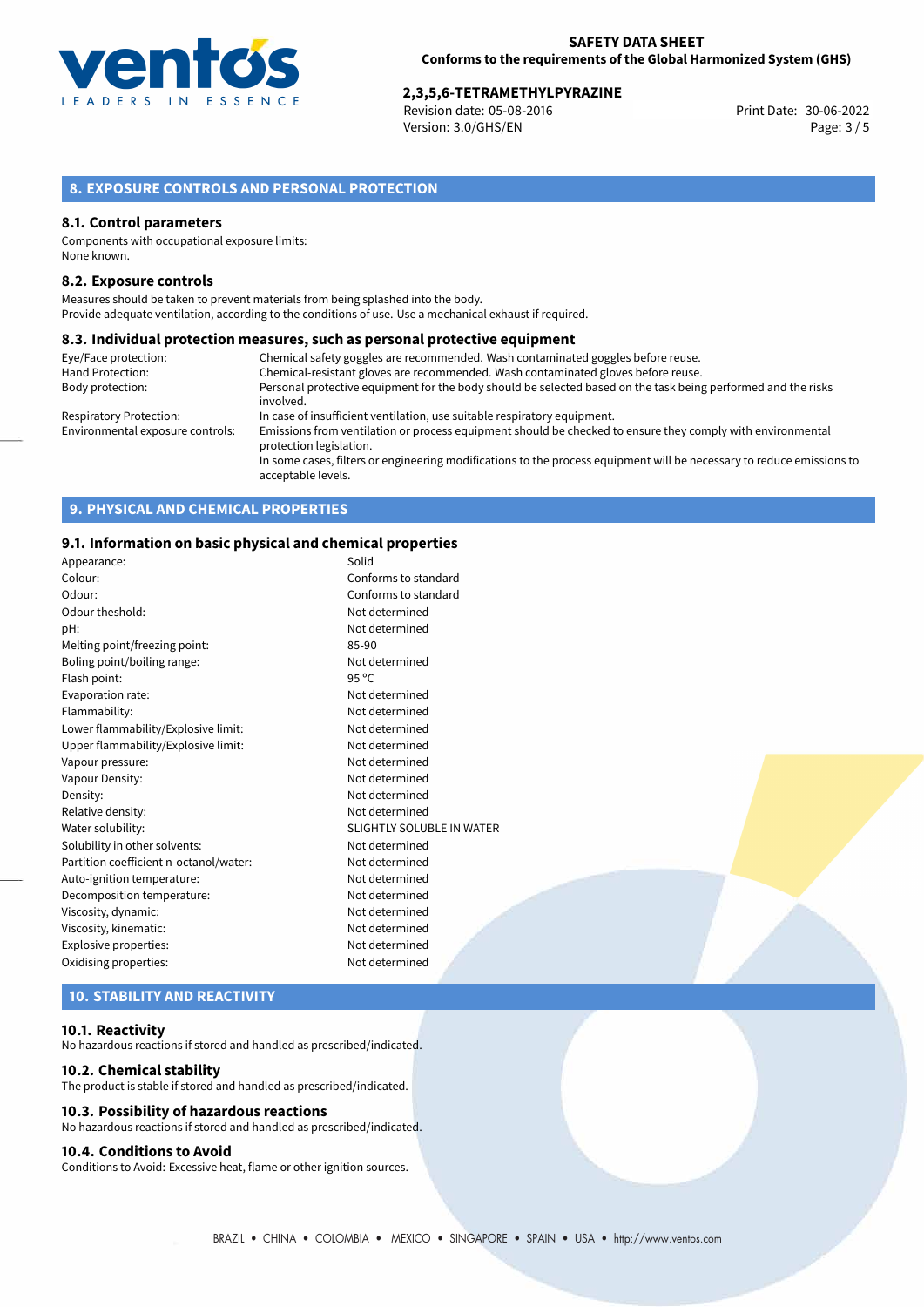## 8. EXPOSURE CONTROLS AND PERSONAL PROTECTION

### 8.1. Control parameters

Components with occupational exposure limits:
None known.

### 8.2. Exposure controls

Measures should be taken to prevent materials from being splashed into the body.
Provide adequate ventilation, according to the conditions of use. Use a mechanical exhaust if required.

### 8.3. Individual protection measures, such as personal protective equipment

| | |
|---|---|
| Eye/Face protection: | Chemical safety goggles are recommended. Wash contaminated goggles before reuse. |
| Hand Protection: | Chemical-resistant gloves are recommended. Wash contaminated gloves before reuse. |
| Body protection: | Personal protective equipment for the body should be selected based on the task being performed and the risks involved. |
| Respiratory Protection: | In case of insufficient ventilation, use suitable respiratory equipment. |
| Environmental exposure controls: | Emissions from ventilation or process equipment should be checked to ensure they comply with environmental protection legislation. In some cases, filters or engineering modifications to the process equipment will be necessary to reduce emissions to acceptable levels. |

## 9. PHYSICAL AND CHEMICAL PROPERTIES

### 9.1. Information on basic physical and chemical properties

| | |
|---|---|
| Appearance: | Solid |
| Colour: | Conforms to standard |
| Odour: | Conforms to standard |
| Odour theshold: | Not determined |
| pH: | Not determined |
| Melting point/freezing point: | 85-90 |
| Boling point/boiling range: | Not determined |
| Flash point: | 95 °C |
| Evaporation rate: | Not determined |
| Flammability: | Not determined |
| Lower flammability/Explosive limit: | Not determined |
| Upper flammability/Explosive limit: | Not determined |
| Vapour pressure: | Not determined |
| Vapour Density: | Not determined |
| Density: | Not determined |
| Relative density: | Not determined |
| Water solubility: | SLIGHTLY SOLUBLE IN WATER |
| Solubility in other solvents: | Not determined |
| Partition coefficient n-octanol/water: | Not determined |
| Auto-ignition temperature: | Not determined |
| Decomposition temperature: | Not determined |
| Viscosity, dynamic: | Not determined |
| Viscosity, kinematic: | Not determined |
| Explosive properties: | Not determined |
| Oxidising properties: | Not determined |

## 10. STABILITY AND REACTIVITY

### 10.1. Reactivity

No hazardous reactions if stored and handled as prescribed/indicated.

### 10.2. Chemical stability

The product is stable if stored and handled as prescribed/indicated.

### 10.3. Possibility of hazardous reactions

No hazardous reactions if stored and handled as prescribed/indicated.

### 10.4. Conditions to Avoid

Conditions to Avoid: Excessive heat, flame or other ignition sources.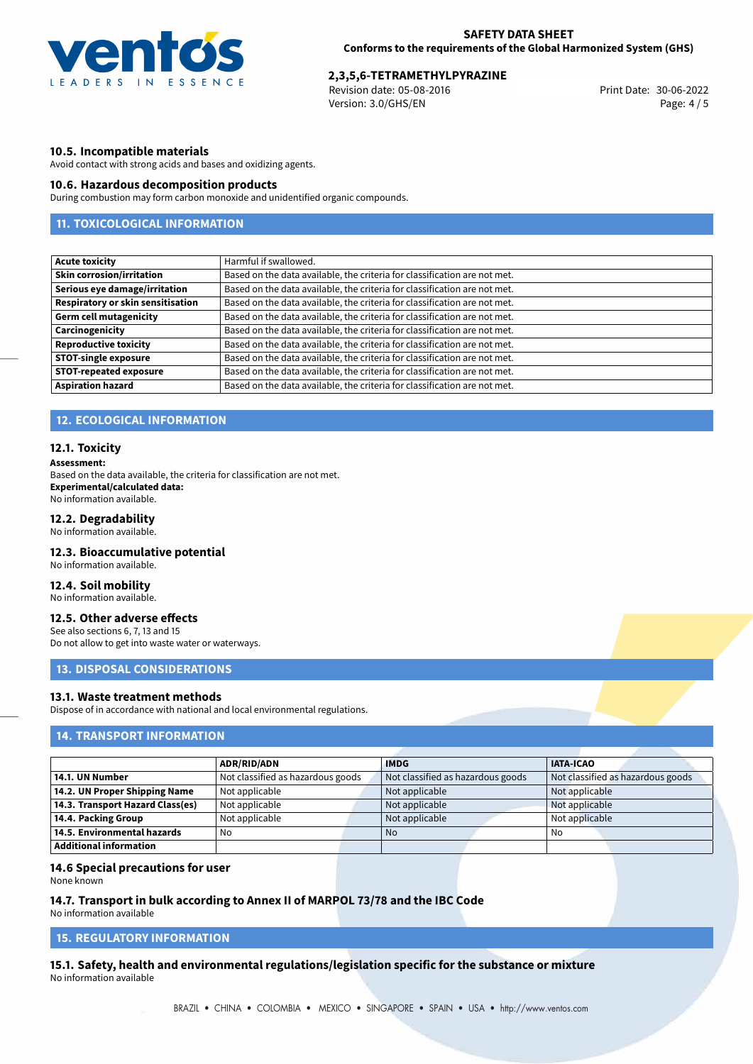### 10.5. Incompatible materials

Avoid contact with strong acids and bases and oxidizing agents.

### 10.6. Hazardous decomposition products

During combustion may form carbon monoxide and unidentified organic compounds.

## 11. TOXICOLOGICAL INFORMATION

| | |
|---|---|
| **Acute toxicity** | Harmful if swallowed. |
| **Skin corrosion/irritation** | Based on the data available, the criteria for classification are not met. |
| **Serious eye damage/irritation** | Based on the data available, the criteria for classification are not met. |
| **Respiratory or skin sensitisation** | Based on the data available, the criteria for classification are not met. |
| **Germ cell mutagenicity** | Based on the data available, the criteria for classification are not met. |
| **Carcinogenicity** | Based on the data available, the criteria for classification are not met. |
| **Reproductive toxicity** | Based on the data available, the criteria for classification are not met. |
| **STOT-single exposure** | Based on the data available, the criteria for classification are not met. |
| **STOT-repeated exposure** | Based on the data available, the criteria for classification are not met. |
| **Aspiration hazard** | Based on the data available, the criteria for classification are not met. |

## 12. ECOLOGICAL INFORMATION

### 12.1. Toxicity

**Assessment:**
Based on the data available, the criteria for classification are not met.
**Experimental/calculated data:**
No information available.

### 12.2. Degradability

No information available.

### 12.3. Bioaccumulative potential

No information available.

### 12.4. Soil mobility

No information available.

### 12.5. Other adverse effects

See also sections 6, 7, 13 and 15
Do not allow to get into waste water or waterways.

## 13. DISPOSAL CONSIDERATIONS

### 13.1. Waste treatment methods

Dispose of in accordance with national and local environmental regulations.

## 14. TRANSPORT INFORMATION

| | ADR/RID/ADN | IMDG | IATA-ICAO |
|---|---|---|---|
| **14.1. UN Number** | Not classified as hazardous goods | Not classified as hazardous goods | Not classified as hazardous goods |
| **14.2. UN Proper Shipping Name** | Not applicable | Not applicable | Not applicable |
| **14.3. Transport Hazard Class(es)** | Not applicable | Not applicable | Not applicable |
| **14.4. Packing Group** | Not applicable | Not applicable | Not applicable |
| **14.5. Environmental hazards** | No | No | No |
| **Additional information** | | | |

### 14.6 Special precautions for user

None known

### 14.7. Transport in bulk according to Annex II of MARPOL 73/78 and the IBC Code

No information available

## 15. REGULATORY INFORMATION

### 15.1. Safety, health and environmental regulations/legislation specific for the substance or mixture

No information available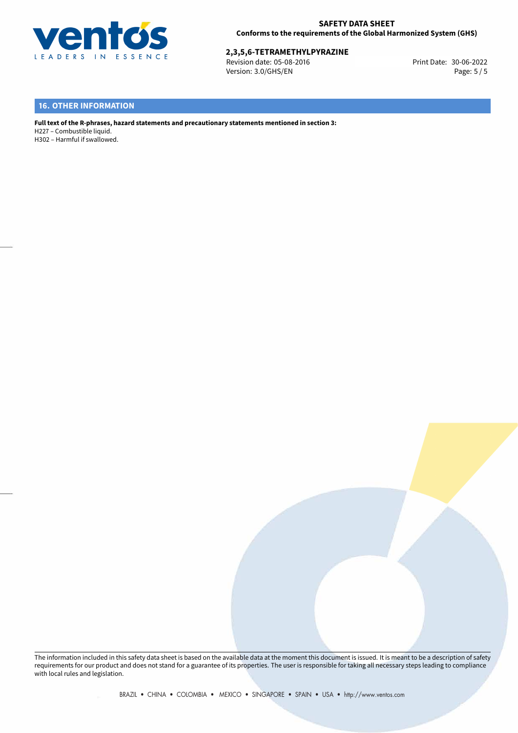## 16. OTHER INFORMATION

**Full text of the R-phrases, hazard statements and precautionary statements mentioned in section 3:**
H227 – Combustible liquid.
H302 – Harmful if swallowed.

The information included in this safety data sheet is based on the available data at the moment this document is issued. It is meant to be a description of safety requirements for our product and does not stand for a guarantee of its properties. The user is responsible for taking all necessary steps leading to compliance with local rules and legislation.